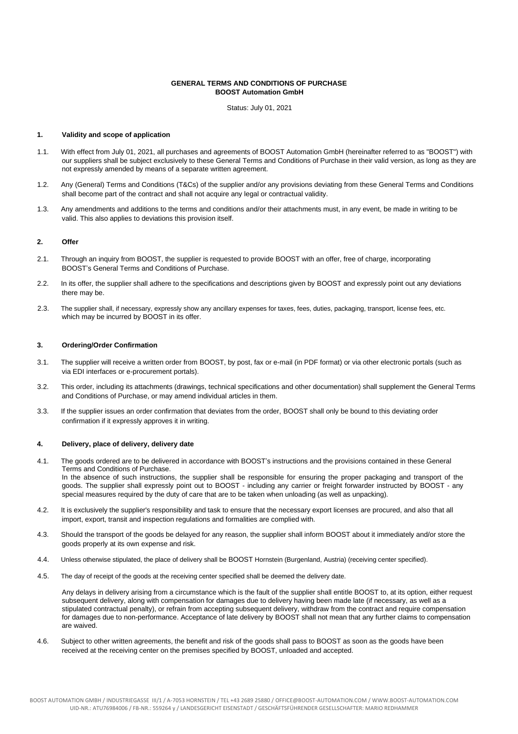**GENERAL TERMS AND CONDITIONS OF PURCHASE**
**BOOST Automation GmbH**

Status: July 01, 2021

## 1. Validity and scope of application

1.1. With effect from July 01, 2021, all purchases and agreements of BOOST Automation GmbH (hereinafter referred to as "BOOST") with our suppliers shall be subject exclusively to these General Terms and Conditions of Purchase in their valid version, as long as they are not expressly amended by means of a separate written agreement.

1.2. Any (General) Terms and Conditions (T&Cs) of the supplier and/or any provisions deviating from these General Terms and Conditions shall become part of the contract and shall not acquire any legal or contractual validity.

1.3. Any amendments and additions to the terms and conditions and/or their attachments must, in any event, be made in writing to be valid. This also applies to deviations this provision itself.

## 2. Offer

2.1. Through an inquiry from BOOST, the supplier is requested to provide BOOST with an offer, free of charge, incorporating BOOST's General Terms and Conditions of Purchase.

2.2. In its offer, the supplier shall adhere to the specifications and descriptions given by BOOST and expressly point out any deviations there may be.

2.3. The supplier shall, if necessary, expressly show any ancillary expenses for taxes, fees, duties, packaging, transport, license fees, etc. which may be incurred by BOOST in its offer.

## 3. Ordering/Order Confirmation

3.1. The supplier will receive a written order from BOOST, by post, fax or e-mail (in PDF format) or via other electronic portals (such as via EDI interfaces or e-procurement portals).

3.2. This order, including its attachments (drawings, technical specifications and other documentation) shall supplement the General Terms and Conditions of Purchase, or may amend individual articles in them.

3.3. If the supplier issues an order confirmation that deviates from the order, BOOST shall only be bound to this deviating order confirmation if it expressly approves it in writing.

## 4. Delivery, place of delivery, delivery date

4.1. The goods ordered are to be delivered in accordance with BOOST's instructions and the provisions contained in these General Terms and Conditions of Purchase.
In the absence of such instructions, the supplier shall be responsible for ensuring the proper packaging and transport of the goods. The supplier shall expressly point out to BOOST - including any carrier or freight forwarder instructed by BOOST - any special measures required by the duty of care that are to be taken when unloading (as well as unpacking).

4.2. It is exclusively the supplier's responsibility and task to ensure that the necessary export licenses are procured, and also that all import, export, transit and inspection regulations and formalities are complied with.

4.3. Should the transport of the goods be delayed for any reason, the supplier shall inform BOOST about it immediately and/or store the goods properly at its own expense and risk.

4.4. Unless otherwise stipulated, the place of delivery shall be BOOST Hornstein (Burgenland, Austria) (receiving center specified).

4.5. The day of receipt of the goods at the receiving center specified shall be deemed the delivery date.

Any delays in delivery arising from a circumstance which is the fault of the supplier shall entitle BOOST to, at its option, either request subsequent delivery, along with compensation for damages due to delivery having been made late (if necessary, as well as a stipulated contractual penalty), or refrain from accepting subsequent delivery, withdraw from the contract and require compensation for damages due to non-performance. Acceptance of late delivery by BOOST shall not mean that any further claims to compensation are waived.

4.6. Subject to other written agreements, the benefit and risk of the goods shall pass to BOOST as soon as the goods have been received at the receiving center on the premises specified by BOOST, unloaded and accepted.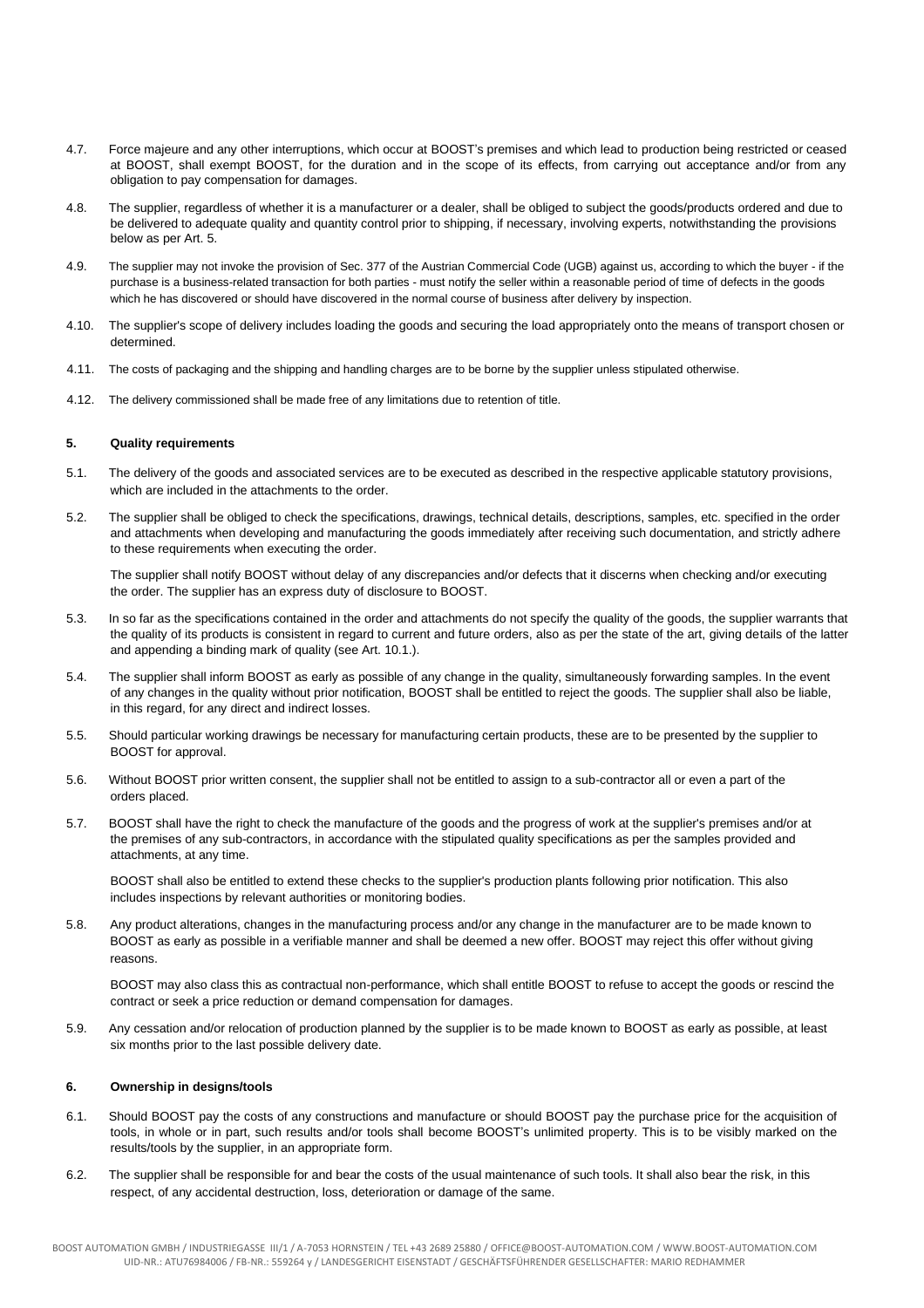4.7. Force majeure and any other interruptions, which occur at BOOST's premises and which lead to production being restricted or ceased at BOOST, shall exempt BOOST, for the duration and in the scope of its effects, from carrying out acceptance and/or from any obligation to pay compensation for damages.

4.8. The supplier, regardless of whether it is a manufacturer or a dealer, shall be obliged to subject the goods/products ordered and due to be delivered to adequate quality and quantity control prior to shipping, if necessary, involving experts, notwithstanding the provisions below as per Art. 5.

4.9. The supplier may not invoke the provision of Sec. 377 of the Austrian Commercial Code (UGB) against us, according to which the buyer - if the purchase is a business-related transaction for both parties - must notify the seller within a reasonable period of time of defects in the goods which he has discovered or should have discovered in the normal course of business after delivery by inspection.

4.10. The supplier's scope of delivery includes loading the goods and securing the load appropriately onto the means of transport chosen or determined.

4.11. The costs of packaging and the shipping and handling charges are to be borne by the supplier unless stipulated otherwise.

4.12. The delivery commissioned shall be made free of any limitations due to retention of title.

## 5. Quality requirements

5.1. The delivery of the goods and associated services are to be executed as described in the respective applicable statutory provisions, which are included in the attachments to the order.

5.2. The supplier shall be obliged to check the specifications, drawings, technical details, descriptions, samples, etc. specified in the order and attachments when developing and manufacturing the goods immediately after receiving such documentation, and strictly adhere to these requirements when executing the order.

The supplier shall notify BOOST without delay of any discrepancies and/or defects that it discerns when checking and/or executing the order. The supplier has an express duty of disclosure to BOOST.

5.3. In so far as the specifications contained in the order and attachments do not specify the quality of the goods, the supplier warrants that the quality of its products is consistent in regard to current and future orders, also as per the state of the art, giving details of the latter and appending a binding mark of quality (see Art. 10.1.).

5.4. The supplier shall inform BOOST as early as possible of any change in the quality, simultaneously forwarding samples. In the event of any changes in the quality without prior notification, BOOST shall be entitled to reject the goods. The supplier shall also be liable, in this regard, for any direct and indirect losses.

5.5. Should particular working drawings be necessary for manufacturing certain products, these are to be presented by the supplier to BOOST for approval.

5.6. Without BOOST prior written consent, the supplier shall not be entitled to assign to a sub-contractor all or even a part of the orders placed.

5.7. BOOST shall have the right to check the manufacture of the goods and the progress of work at the supplier's premises and/or at the premises of any sub-contractors, in accordance with the stipulated quality specifications as per the samples provided and attachments, at any time.

BOOST shall also be entitled to extend these checks to the supplier's production plants following prior notification. This also includes inspections by relevant authorities or monitoring bodies.

5.8. Any product alterations, changes in the manufacturing process and/or any change in the manufacturer are to be made known to BOOST as early as possible in a verifiable manner and shall be deemed a new offer. BOOST may reject this offer without giving reasons.

BOOST may also class this as contractual non-performance, which shall entitle BOOST to refuse to accept the goods or rescind the contract or seek a price reduction or demand compensation for damages.

5.9. Any cessation and/or relocation of production planned by the supplier is to be made known to BOOST as early as possible, at least six months prior to the last possible delivery date.

## 6. Ownership in designs/tools

6.1. Should BOOST pay the costs of any constructions and manufacture or should BOOST pay the purchase price for the acquisition of tools, in whole or in part, such results and/or tools shall become BOOST's unlimited property. This is to be visibly marked on the results/tools by the supplier, in an appropriate form.

6.2. The supplier shall be responsible for and bear the costs of the usual maintenance of such tools. It shall also bear the risk, in this respect, of any accidental destruction, loss, deterioration or damage of the same.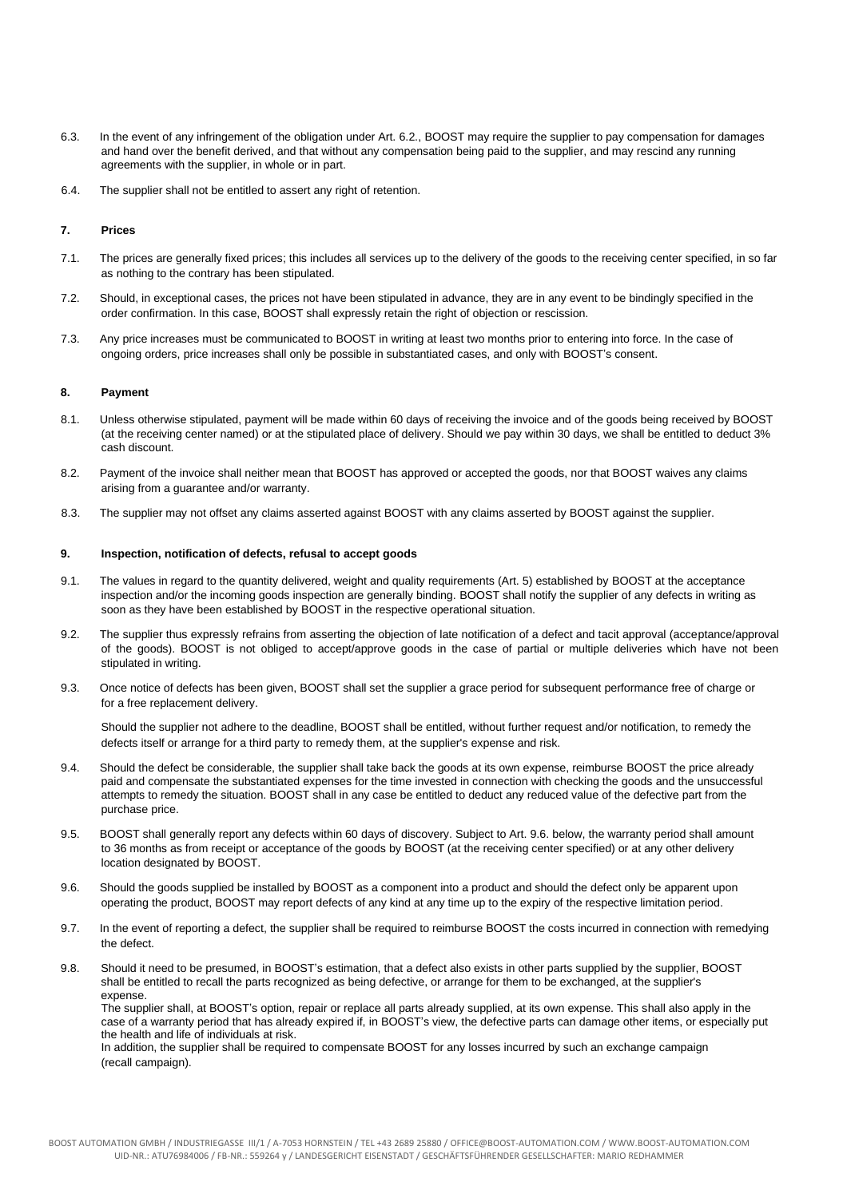6.3. In the event of any infringement of the obligation under Art. 6.2., BOOST may require the supplier to pay compensation for damages and hand over the benefit derived, and that without any compensation being paid to the supplier, and may rescind any running agreements with the supplier, in whole or in part.

6.4. The supplier shall not be entitled to assert any right of retention.

## 7. Prices

7.1. The prices are generally fixed prices; this includes all services up to the delivery of the goods to the receiving center specified, in so far as nothing to the contrary has been stipulated.

7.2. Should, in exceptional cases, the prices not have been stipulated in advance, they are in any event to be bindingly specified in the order confirmation. In this case, BOOST shall expressly retain the right of objection or rescission.

7.3. Any price increases must be communicated to BOOST in writing at least two months prior to entering into force. In the case of ongoing orders, price increases shall only be possible in substantiated cases, and only with BOOST's consent.

## 8. Payment

8.1. Unless otherwise stipulated, payment will be made within 60 days of receiving the invoice and of the goods being received by BOOST (at the receiving center named) or at the stipulated place of delivery. Should we pay within 30 days, we shall be entitled to deduct 3% cash discount.

8.2. Payment of the invoice shall neither mean that BOOST has approved or accepted the goods, nor that BOOST waives any claims arising from a guarantee and/or warranty.

8.3. The supplier may not offset any claims asserted against BOOST with any claims asserted by BOOST against the supplier.

## 9. Inspection, notification of defects, refusal to accept goods

9.1. The values in regard to the quantity delivered, weight and quality requirements (Art. 5) established by BOOST at the acceptance inspection and/or the incoming goods inspection are generally binding. BOOST shall notify the supplier of any defects in writing as soon as they have been established by BOOST in the respective operational situation.

9.2. The supplier thus expressly refrains from asserting the objection of late notification of a defect and tacit approval (acceptance/approval of the goods). BOOST is not obliged to accept/approve goods in the case of partial or multiple deliveries which have not been stipulated in writing.

9.3. Once notice of defects has been given, BOOST shall set the supplier a grace period for subsequent performance free of charge or for a free replacement delivery.

Should the supplier not adhere to the deadline, BOOST shall be entitled, without further request and/or notification, to remedy the defects itself or arrange for a third party to remedy them, at the supplier's expense and risk.

9.4. Should the defect be considerable, the supplier shall take back the goods at its own expense, reimburse BOOST the price already paid and compensate the substantiated expenses for the time invested in connection with checking the goods and the unsuccessful attempts to remedy the situation. BOOST shall in any case be entitled to deduct any reduced value of the defective part from the purchase price.

9.5. BOOST shall generally report any defects within 60 days of discovery. Subject to Art. 9.6. below, the warranty period shall amount to 36 months as from receipt or acceptance of the goods by BOOST (at the receiving center specified) or at any other delivery location designated by BOOST.

9.6. Should the goods supplied be installed by BOOST as a component into a product and should the defect only be apparent upon operating the product, BOOST may report defects of any kind at any time up to the expiry of the respective limitation period.

9.7. In the event of reporting a defect, the supplier shall be required to reimburse BOOST the costs incurred in connection with remedying the defect.

9.8. Should it need to be presumed, in BOOST's estimation, that a defect also exists in other parts supplied by the supplier, BOOST shall be entitled to recall the parts recognized as being defective, or arrange for them to be exchanged, at the supplier's expense.
The supplier shall, at BOOST's option, repair or replace all parts already supplied, at its own expense. This shall also apply in the case of a warranty period that has already expired if, in BOOST's view, the defective parts can damage other items, or especially put the health and life of individuals at risk.
In addition, the supplier shall be required to compensate BOOST for any losses incurred by such an exchange campaign (recall campaign).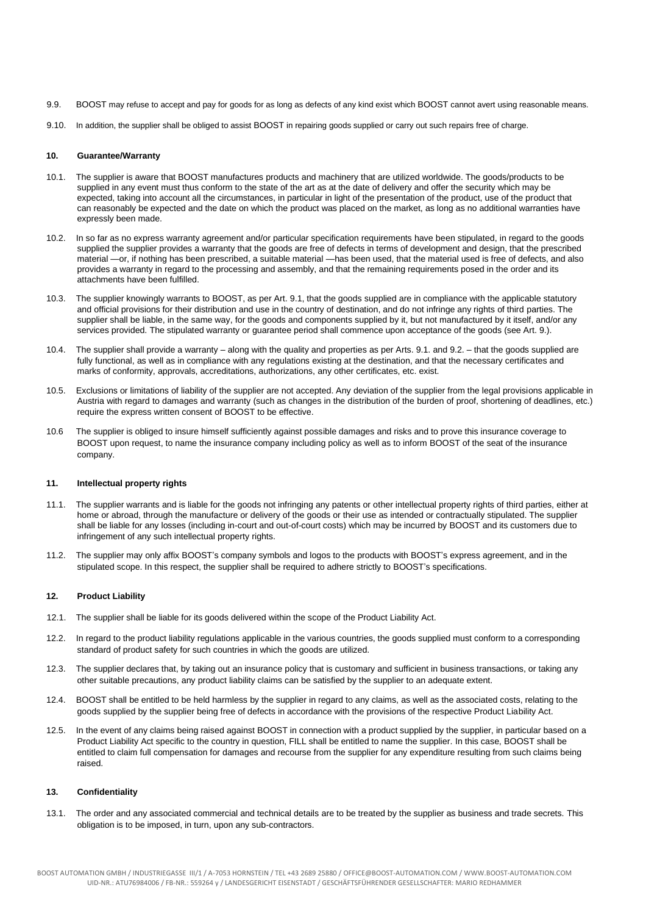9.9. BOOST may refuse to accept and pay for goods for as long as defects of any kind exist which BOOST cannot avert using reasonable means.

9.10. In addition, the supplier shall be obliged to assist BOOST in repairing goods supplied or carry out such repairs free of charge.

### 10. Guarantee/Warranty

10.1. The supplier is aware that BOOST manufactures products and machinery that are utilized worldwide. The goods/products to be supplied in any event must thus conform to the state of the art as at the date of delivery and offer the security which may be expected, taking into account all the circumstances, in particular in light of the presentation of the product, use of the product that can reasonably be expected and the date on which the product was placed on the market, as long as no additional warranties have expressly been made.

10.2. In so far as no express warranty agreement and/or particular specification requirements have been stipulated, in regard to the goods supplied the supplier provides a warranty that the goods are free of defects in terms of development and design, that the prescribed material —or, if nothing has been prescribed, a suitable material —has been used, that the material used is free of defects, and also provides a warranty in regard to the processing and assembly, and that the remaining requirements posed in the order and its attachments have been fulfilled.

10.3. The supplier knowingly warrants to BOOST, as per Art. 9.1, that the goods supplied are in compliance with the applicable statutory and official provisions for their distribution and use in the country of destination, and do not infringe any rights of third parties. The supplier shall be liable, in the same way, for the goods and components supplied by it, but not manufactured by it itself, and/or any services provided. The stipulated warranty or guarantee period shall commence upon acceptance of the goods (see Art. 9.).

10.4. The supplier shall provide a warranty – along with the quality and properties as per Arts. 9.1. and 9.2. – that the goods supplied are fully functional, as well as in compliance with any regulations existing at the destination, and that the necessary certificates and marks of conformity, approvals, accreditations, authorizations, any other certificates, etc. exist.

10.5. Exclusions or limitations of liability of the supplier are not accepted. Any deviation of the supplier from the legal provisions applicable in Austria with regard to damages and warranty (such as changes in the distribution of the burden of proof, shortening of deadlines, etc.) require the express written consent of BOOST to be effective.

10.6 The supplier is obliged to insure himself sufficiently against possible damages and risks and to prove this insurance coverage to BOOST upon request, to name the insurance company including policy as well as to inform BOOST of the seat of the insurance company.

### 11. Intellectual property rights

11.1. The supplier warrants and is liable for the goods not infringing any patents or other intellectual property rights of third parties, either at home or abroad, through the manufacture or delivery of the goods or their use as intended or contractually stipulated. The supplier shall be liable for any losses (including in-court and out-of-court costs) which may be incurred by BOOST and its customers due to infringement of any such intellectual property rights.

11.2. The supplier may only affix BOOST's company symbols and logos to the products with BOOST's express agreement, and in the stipulated scope. In this respect, the supplier shall be required to adhere strictly to BOOST's specifications.

### 12. Product Liability

12.1. The supplier shall be liable for its goods delivered within the scope of the Product Liability Act.

12.2. In regard to the product liability regulations applicable in the various countries, the goods supplied must conform to a corresponding standard of product safety for such countries in which the goods are utilized.

12.3. The supplier declares that, by taking out an insurance policy that is customary and sufficient in business transactions, or taking any other suitable precautions, any product liability claims can be satisfied by the supplier to an adequate extent.

12.4. BOOST shall be entitled to be held harmless by the supplier in regard to any claims, as well as the associated costs, relating to the goods supplied by the supplier being free of defects in accordance with the provisions of the respective Product Liability Act.

12.5. In the event of any claims being raised against BOOST in connection with a product supplied by the supplier, in particular based on a Product Liability Act specific to the country in question, FILL shall be entitled to name the supplier. In this case, BOOST shall be entitled to claim full compensation for damages and recourse from the supplier for any expenditure resulting from such claims being raised.

### 13. Confidentiality

13.1. The order and any associated commercial and technical details are to be treated by the supplier as business and trade secrets. This obligation is to be imposed, in turn, upon any sub-contractors.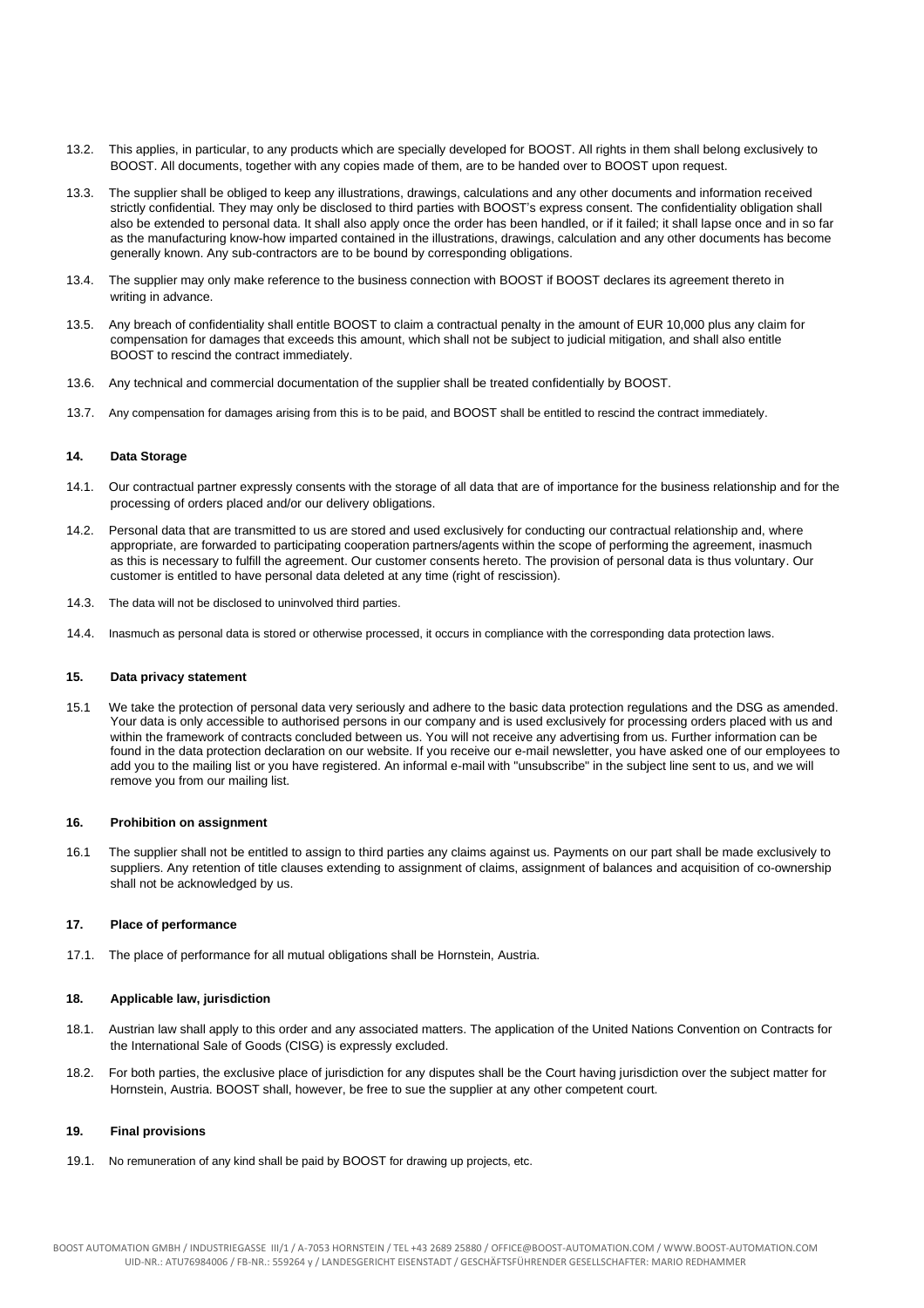13.2. This applies, in particular, to any products which are specially developed for BOOST. All rights in them shall belong exclusively to BOOST. All documents, together with any copies made of them, are to be handed over to BOOST upon request.

13.3. The supplier shall be obliged to keep any illustrations, drawings, calculations and any other documents and information received strictly confidential. They may only be disclosed to third parties with BOOST's express consent. The confidentiality obligation shall also be extended to personal data. It shall also apply once the order has been handled, or if it failed; it shall lapse once and in so far as the manufacturing know-how imparted contained in the illustrations, drawings, calculation and any other documents has become generally known. Any sub-contractors are to be bound by corresponding obligations.

13.4. The supplier may only make reference to the business connection with BOOST if BOOST declares its agreement thereto in writing in advance.

13.5. Any breach of confidentiality shall entitle BOOST to claim a contractual penalty in the amount of EUR 10,000 plus any claim for compensation for damages that exceeds this amount, which shall not be subject to judicial mitigation, and shall also entitle BOOST to rescind the contract immediately.

13.6. Any technical and commercial documentation of the supplier shall be treated confidentially by BOOST.

13.7. Any compensation for damages arising from this is to be paid, and BOOST shall be entitled to rescind the contract immediately.

#### 14. Data Storage

14.1. Our contractual partner expressly consents with the storage of all data that are of importance for the business relationship and for the processing of orders placed and/or our delivery obligations.

14.2. Personal data that are transmitted to us are stored and used exclusively for conducting our contractual relationship and, where appropriate, are forwarded to participating cooperation partners/agents within the scope of performing the agreement, inasmuch as this is necessary to fulfill the agreement. Our customer consents hereto. The provision of personal data is thus voluntary. Our customer is entitled to have personal data deleted at any time (right of rescission).

14.3. The data will not be disclosed to uninvolved third parties.

14.4. Inasmuch as personal data is stored or otherwise processed, it occurs in compliance with the corresponding data protection laws.

#### 15. Data privacy statement

15.1 We take the protection of personal data very seriously and adhere to the basic data protection regulations and the DSG as amended. Your data is only accessible to authorised persons in our company and is used exclusively for processing orders placed with us and within the framework of contracts concluded between us. You will not receive any advertising from us. Further information can be found in the data protection declaration on our website. If you receive our e-mail newsletter, you have asked one of our employees to add you to the mailing list or you have registered. An informal e-mail with "unsubscribe" in the subject line sent to us, and we will remove you from our mailing list.

#### 16. Prohibition on assignment

16.1 The supplier shall not be entitled to assign to third parties any claims against us. Payments on our part shall be made exclusively to suppliers. Any retention of title clauses extending to assignment of claims, assignment of balances and acquisition of co-ownership shall not be acknowledged by us.

#### 17. Place of performance

17.1. The place of performance for all mutual obligations shall be Hornstein, Austria.

#### 18. Applicable law, jurisdiction

18.1. Austrian law shall apply to this order and any associated matters. The application of the United Nations Convention on Contracts for the International Sale of Goods (CISG) is expressly excluded.

18.2. For both parties, the exclusive place of jurisdiction for any disputes shall be the Court having jurisdiction over the subject matter for Hornstein, Austria. BOOST shall, however, be free to sue the supplier at any other competent court.

#### 19. Final provisions

19.1. No remuneration of any kind shall be paid by BOOST for drawing up projects, etc.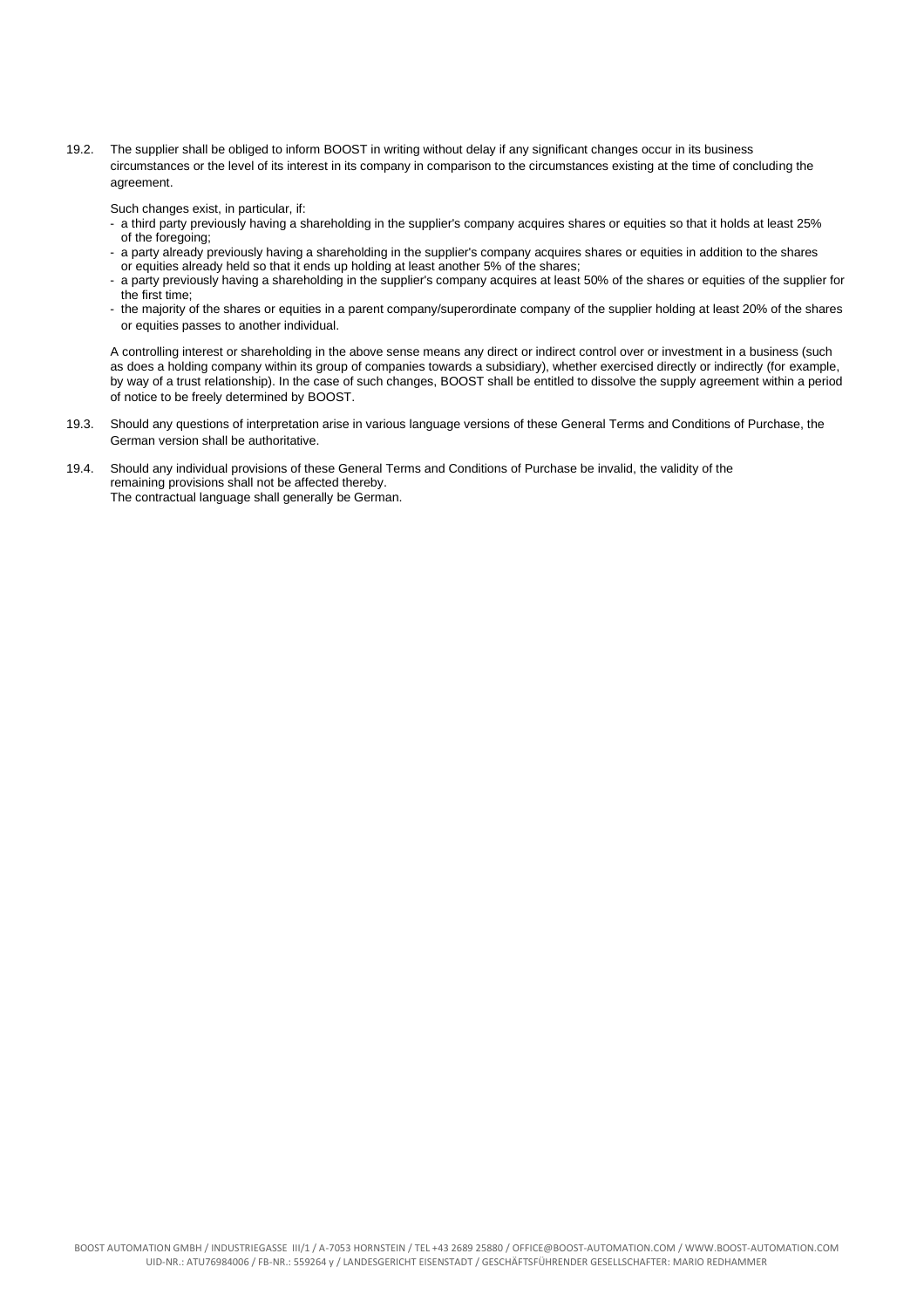19.2. The supplier shall be obliged to inform BOOST in writing without delay if any significant changes occur in its business circumstances or the level of its interest in its company in comparison to the circumstances existing at the time of concluding the agreement.

Such changes exist, in particular, if:

- a third party previously having a shareholding in the supplier's company acquires shares or equities so that it holds at least 25% of the foregoing;
- a party already previously having a shareholding in the supplier's company acquires shares or equities in addition to the shares or equities already held so that it ends up holding at least another 5% of the shares;
- a party previously having a shareholding in the supplier's company acquires at least 50% of the shares or equities of the supplier for the first time;
- the majority of the shares or equities in a parent company/superordinate company of the supplier holding at least 20% of the shares or equities passes to another individual.

A controlling interest or shareholding in the above sense means any direct or indirect control over or investment in a business (such as does a holding company within its group of companies towards a subsidiary), whether exercised directly or indirectly (for example, by way of a trust relationship). In the case of such changes, BOOST shall be entitled to dissolve the supply agreement within a period of notice to be freely determined by BOOST.

19.3. Should any questions of interpretation arise in various language versions of these General Terms and Conditions of Purchase, the German version shall be authoritative.

19.4. Should any individual provisions of these General Terms and Conditions of Purchase be invalid, the validity of the remaining provisions shall not be affected thereby.
The contractual language shall generally be German.